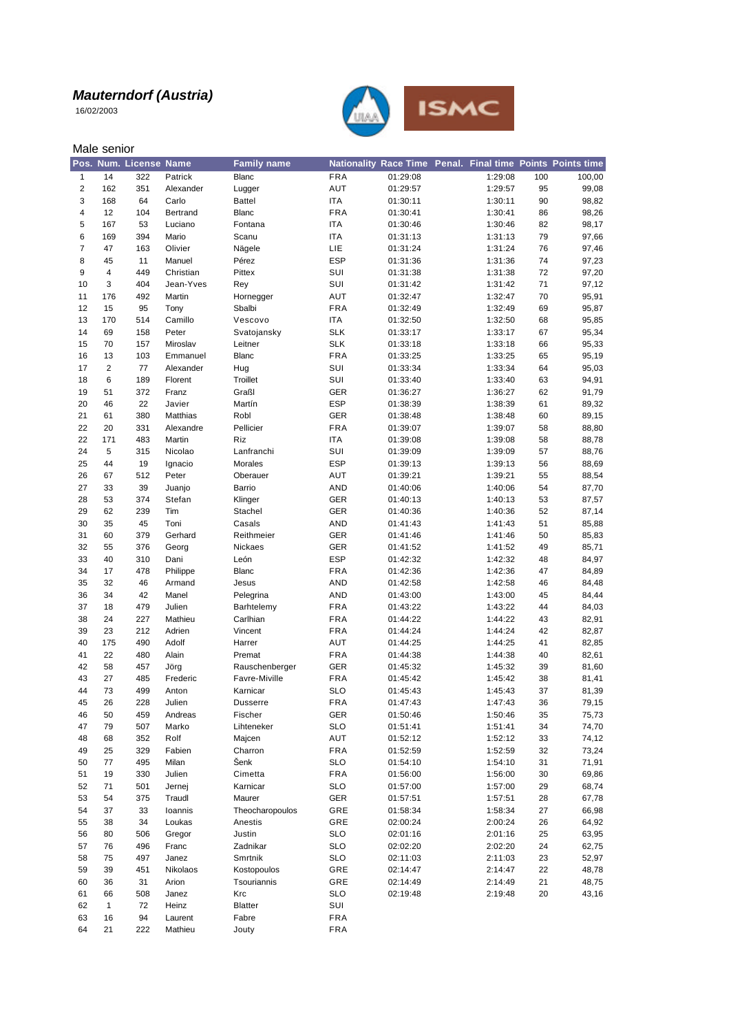# *Mauterndorf (Austria)*

16/02/2003

## Male senior

| Pos. | Num. | License | Name | Family name | Nationality | Race Time | Penal. | Final time | Points | Points time |
|---|---|---|---|---|---|---|---|---|---|---|
| 1 | 14 | 322 | Patrick | Blanc | FRA | 01:29:08 | | 1:29:08 | 100 | 100,00 |
| 2 | 162 | 351 | Alexander | Lugger | AUT | 01:29:57 | | 1:29:57 | 95 | 99,08 |
| 3 | 168 | 64 | Carlo | Battel | ITA | 01:30:11 | | 1:30:11 | 90 | 98,82 |
| 4 | 12 | 104 | Bertrand | Blanc | FRA | 01:30:41 | | 1:30:41 | 86 | 98,26 |
| 5 | 167 | 53 | Luciano | Fontana | ITA | 01:30:46 | | 1:30:46 | 82 | 98,17 |
| 6 | 169 | 394 | Mario | Scanu | ITA | 01:31:13 | | 1:31:13 | 79 | 97,66 |
| 7 | 47 | 163 | Olivier | Nägele | LIE | 01:31:24 | | 1:31:24 | 76 | 97,46 |
| 8 | 45 | 11 | Manuel | Pérez | ESP | 01:31:36 | | 1:31:36 | 74 | 97,23 |
| 9 | 4 | 449 | Christian | Pittex | SUI | 01:31:38 | | 1:31:38 | 72 | 97,20 |
| 10 | 3 | 404 | Jean-Yves | Rey | SUI | 01:31:42 | | 1:31:42 | 71 | 97,12 |
| 11 | 176 | 492 | Martin | Hornegger | AUT | 01:32:47 | | 1:32:47 | 70 | 95,91 |
| 12 | 15 | 95 | Tony | Sbalbi | FRA | 01:32:49 | | 1:32:49 | 69 | 95,87 |
| 13 | 170 | 514 | Camillo | Vescovo | ITA | 01:32:50 | | 1:32:50 | 68 | 95,85 |
| 14 | 69 | 158 | Peter | Svatojansky | SLK | 01:33:17 | | 1:33:17 | 67 | 95,34 |
| 15 | 70 | 157 | Miroslav | Leitner | SLK | 01:33:18 | | 1:33:18 | 66 | 95,33 |
| 16 | 13 | 103 | Emmanuel | Blanc | FRA | 01:33:25 | | 1:33:25 | 65 | 95,19 |
| 17 | 2 | 77 | Alexander | Hug | SUI | 01:33:34 | | 1:33:34 | 64 | 95,03 |
| 18 | 6 | 189 | Florent | Troillet | SUI | 01:33:40 | | 1:33:40 | 63 | 94,91 |
| 19 | 51 | 372 | Franz | Graßl | GER | 01:36:27 | | 1:36:27 | 62 | 91,79 |
| 20 | 46 | 22 | Javier | Martín | ESP | 01:38:39 | | 1:38:39 | 61 | 89,32 |
| 21 | 61 | 380 | Matthias | Robl | GER | 01:38:48 | | 1:38:48 | 60 | 89,15 |
| 22 | 20 | 331 | Alexandre | Pellicier | FRA | 01:39:07 | | 1:39:07 | 58 | 88,80 |
| 22 | 171 | 483 | Martin | Riz | ITA | 01:39:08 | | 1:39:08 | 58 | 88,78 |
| 24 | 5 | 315 | Nicolao | Lanfranchi | SUI | 01:39:09 | | 1:39:09 | 57 | 88,76 |
| 25 | 44 | 19 | Ignacio | Morales | ESP | 01:39:13 | | 1:39:13 | 56 | 88,69 |
| 26 | 67 | 512 | Peter | Oberauer | AUT | 01:39:21 | | 1:39:21 | 55 | 88,54 |
| 27 | 33 | 39 | Juanjo | Barrio | AND | 01:40:06 | | 1:40:06 | 54 | 87,70 |
| 28 | 53 | 374 | Stefan | Klinger | GER | 01:40:13 | | 1:40:13 | 53 | 87,57 |
| 29 | 62 | 239 | Tim | Stachel | GER | 01:40:36 | | 1:40:36 | 52 | 87,14 |
| 30 | 35 | 45 | Toni | Casals | AND | 01:41:43 | | 1:41:43 | 51 | 85,88 |
| 31 | 60 | 379 | Gerhard | Reithmeier | GER | 01:41:46 | | 1:41:46 | 50 | 85,83 |
| 32 | 55 | 376 | Georg | Nickaes | GER | 01:41:52 | | 1:41:52 | 49 | 85,71 |
| 33 | 40 | 310 | Dani | León | ESP | 01:42:32 | | 1:42:32 | 48 | 84,97 |
| 34 | 17 | 478 | Philippe | Blanc | FRA | 01:42:36 | | 1:42:36 | 47 | 84,89 |
| 35 | 32 | 46 | Armand | Jesus | AND | 01:42:58 | | 1:42:58 | 46 | 84,48 |
| 36 | 34 | 42 | Manel | Pelegrina | AND | 01:43:00 | | 1:43:00 | 45 | 84,44 |
| 37 | 18 | 479 | Julien | Barhtelemy | FRA | 01:43:22 | | 1:43:22 | 44 | 84,03 |
| 38 | 24 | 227 | Mathieu | Carlhian | FRA | 01:44:22 | | 1:44:22 | 43 | 82,91 |
| 39 | 23 | 212 | Adrien | Vincent | FRA | 01:44:24 | | 1:44:24 | 42 | 82,87 |
| 40 | 175 | 490 | Adolf | Harrer | AUT | 01:44:25 | | 1:44:25 | 41 | 82,85 |
| 41 | 22 | 480 | Alain | Premat | FRA | 01:44:38 | | 1:44:38 | 40 | 82,61 |
| 42 | 58 | 457 | Jörg | Rauschenberger | GER | 01:45:32 | | 1:45:32 | 39 | 81,60 |
| 43 | 27 | 485 | Frederic | Favre-Miville | FRA | 01:45:42 | | 1:45:42 | 38 | 81,41 |
| 44 | 73 | 499 | Anton | Karnicar | SLO | 01:45:43 | | 1:45:43 | 37 | 81,39 |
| 45 | 26 | 228 | Julien | Dusserre | FRA | 01:47:43 | | 1:47:43 | 36 | 79,15 |
| 46 | 50 | 459 | Andreas | Fischer | GER | 01:50:46 | | 1:50:46 | 35 | 75,73 |
| 47 | 79 | 507 | Marko | Lihteneker | SLO | 01:51:41 | | 1:51:41 | 34 | 74,70 |
| 48 | 68 | 352 | Rolf | Majcen | AUT | 01:52:12 | | 1:52:12 | 33 | 74,12 |
| 49 | 25 | 329 | Fabien | Charron | FRA | 01:52:59 | | 1:52:59 | 32 | 73,24 |
| 50 | 77 | 495 | Milan | Šenk | SLO | 01:54:10 | | 1:54:10 | 31 | 71,91 |
| 51 | 19 | 330 | Julien | Cimetta | FRA | 01:56:00 | | 1:56:00 | 30 | 69,86 |
| 52 | 71 | 501 | Jernej | Karnicar | SLO | 01:57:00 | | 1:57:00 | 29 | 68,74 |
| 53 | 54 | 375 | Traudl | Maurer | GER | 01:57:51 | | 1:57:51 | 28 | 67,78 |
| 54 | 37 | 33 | Ioannis | Theocharopoulos | GRE | 01:58:34 | | 1:58:34 | 27 | 66,98 |
| 55 | 38 | 34 | Loukas | Anestis | GRE | 02:00:24 | | 2:00:24 | 26 | 64,92 |
| 56 | 80 | 506 | Gregor | Justin | SLO | 02:01:16 | | 2:01:16 | 25 | 63,95 |
| 57 | 76 | 496 | Franc | Zadnikar | SLO | 02:02:20 | | 2:02:20 | 24 | 62,75 |
| 58 | 75 | 497 | Janez | Smrtnik | SLO | 02:11:03 | | 2:11:03 | 23 | 52,97 |
| 59 | 39 | 451 | Nikolaos | Kostopoulos | GRE | 02:14:47 | | 2:14:47 | 22 | 48,78 |
| 60 | 36 | 31 | Arion | Tsouriannis | GRE | 02:14:49 | | 2:14:49 | 21 | 48,75 |
| 61 | 66 | 508 | Janez | Krc | SLO | 02:19:48 | | 2:19:48 | 20 | 43,16 |
| 62 | 1 | 72 | Heinz | Blatter | SUI | | | | | |
| 63 | 16 | 94 | Laurent | Fabre | FRA | | | | | |
| 64 | 21 | 222 | Mathieu | Jouty | FRA | | | | | |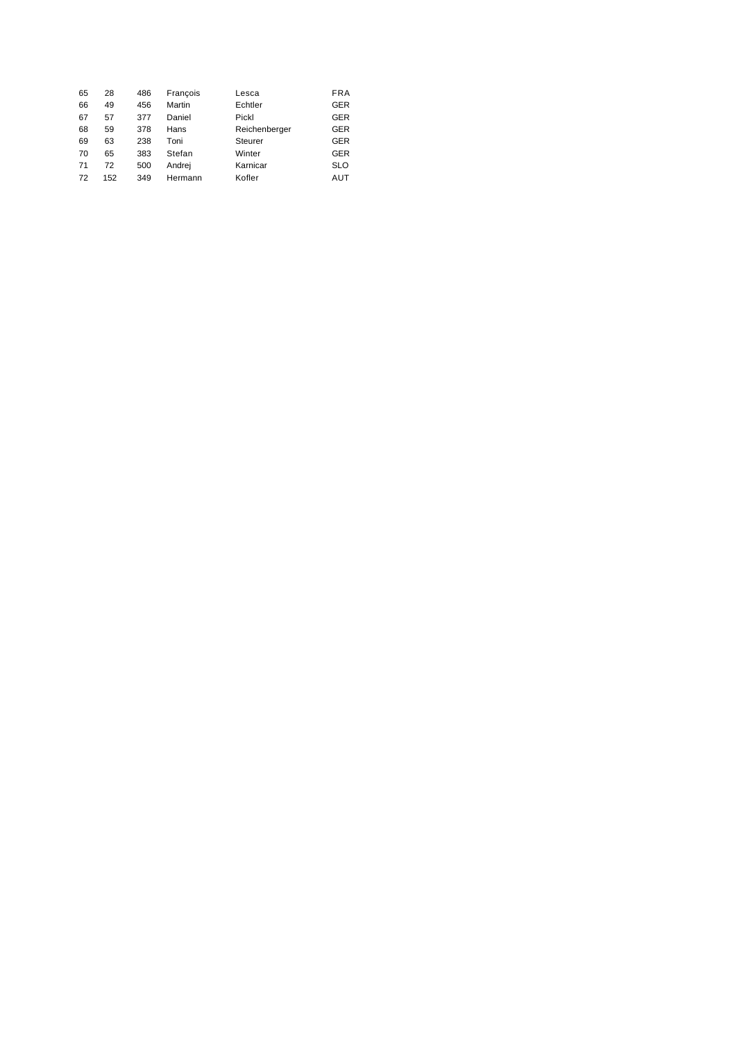| | | | | | |
|---|---|---|---|---|---|
| 65 | 28 | 486 | François | Lesca | FRA |
| 66 | 49 | 456 | Martin | Echtler | GER |
| 67 | 57 | 377 | Daniel | Pickl | GER |
| 68 | 59 | 378 | Hans | Reichenberger | GER |
| 69 | 63 | 238 | Toni | Steurer | GER |
| 70 | 65 | 383 | Stefan | Winter | GER |
| 71 | 72 | 500 | Andrej | Karnicar | SLO |
| 72 | 152 | 349 | Hermann | Kofler | AUT |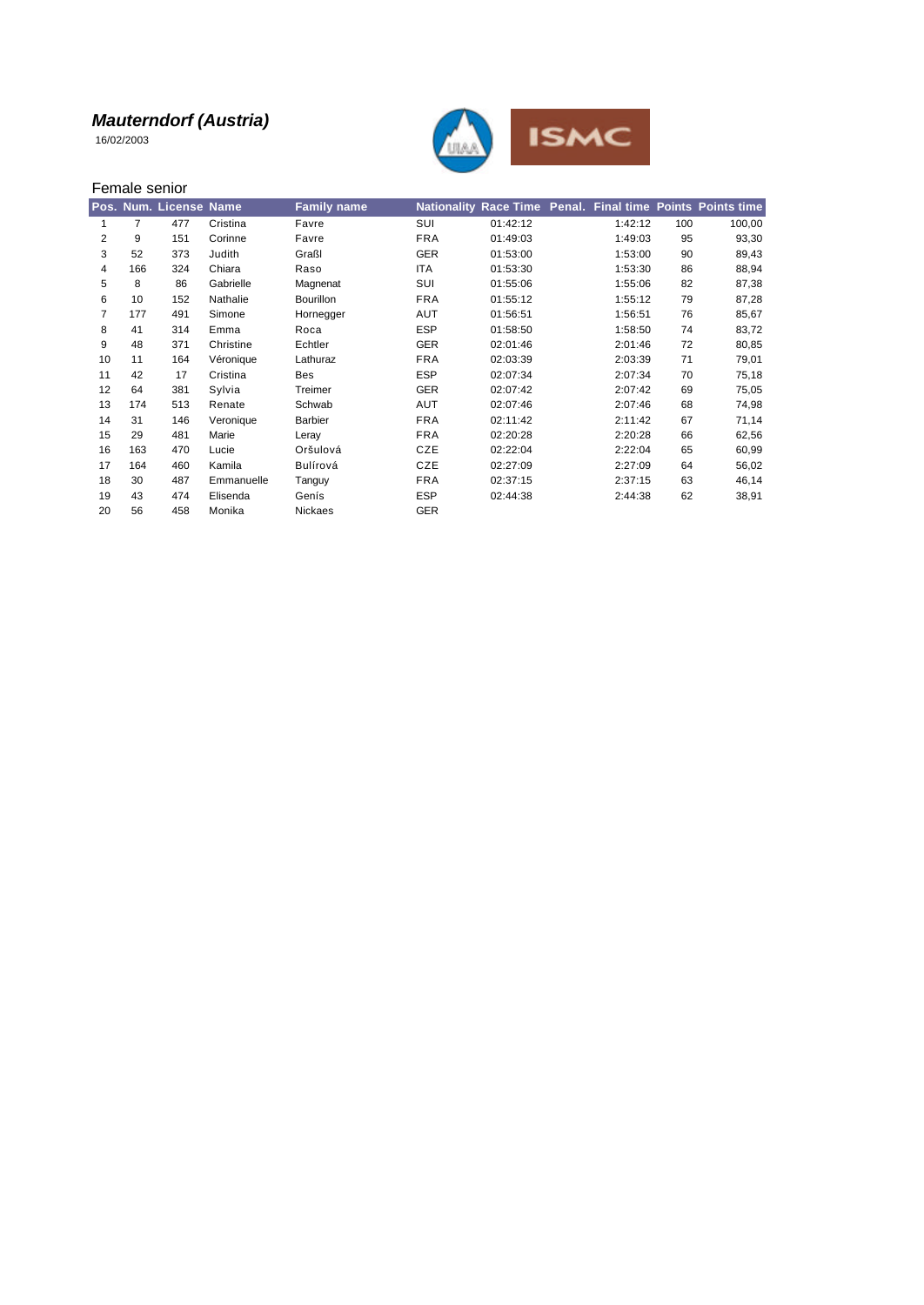# *Mauterndorf (Austria)*

16/02/2003

Female senior

| Pos. | Num. | License | Name | Family name | Nationality | Race Time | Penal. | Final time | Points | Points time |
|---|---|---|---|---|---|---|---|---|---|---|
| 1 | 7 | 477 | Cristina | Favre | SUI | 01:42:12 | | 1:42:12 | 100 | 100,00 |
| 2 | 9 | 151 | Corinne | Favre | FRA | 01:49:03 | | 1:49:03 | 95 | 93,30 |
| 3 | 52 | 373 | Judith | Graßl | GER | 01:53:00 | | 1:53:00 | 90 | 89,43 |
| 4 | 166 | 324 | Chiara | Raso | ITA | 01:53:30 | | 1:53:30 | 86 | 88,94 |
| 5 | 8 | 86 | Gabrielle | Magnenat | SUI | 01:55:06 | | 1:55:06 | 82 | 87,38 |
| 6 | 10 | 152 | Nathalie | Bourillon | FRA | 01:55:12 | | 1:55:12 | 79 | 87,28 |
| 7 | 177 | 491 | Simone | Hornegger | AUT | 01:56:51 | | 1:56:51 | 76 | 85,67 |
| 8 | 41 | 314 | Emma | Roca | ESP | 01:58:50 | | 1:58:50 | 74 | 83,72 |
| 9 | 48 | 371 | Christine | Echtler | GER | 02:01:46 | | 2:01:46 | 72 | 80,85 |
| 10 | 11 | 164 | Véronique | Lathuraz | FRA | 02:03:39 | | 2:03:39 | 71 | 79,01 |
| 11 | 42 | 17 | Cristina | Bes | ESP | 02:07:34 | | 2:07:34 | 70 | 75,18 |
| 12 | 64 | 381 | Sylvia | Treimer | GER | 02:07:42 | | 2:07:42 | 69 | 75,05 |
| 13 | 174 | 513 | Renate | Schwab | AUT | 02:07:46 | | 2:07:46 | 68 | 74,98 |
| 14 | 31 | 146 | Veronique | Barbier | FRA | 02:11:42 | | 2:11:42 | 67 | 71,14 |
| 15 | 29 | 481 | Marie | Leray | FRA | 02:20:28 | | 2:20:28 | 66 | 62,56 |
| 16 | 163 | 470 | Lucie | Oršulová | CZE | 02:22:04 | | 2:22:04 | 65 | 60,99 |
| 17 | 164 | 460 | Kamila | Bulírová | CZE | 02:27:09 | | 2:27:09 | 64 | 56,02 |
| 18 | 30 | 487 | Emmanuelle | Tanguy | FRA | 02:37:15 | | 2:37:15 | 63 | 46,14 |
| 19 | 43 | 474 | Elisenda | Genís | ESP | 02:44:38 | | 2:44:38 | 62 | 38,91 |
| 20 | 56 | 458 | Monika | Nickaes | GER | | | | | |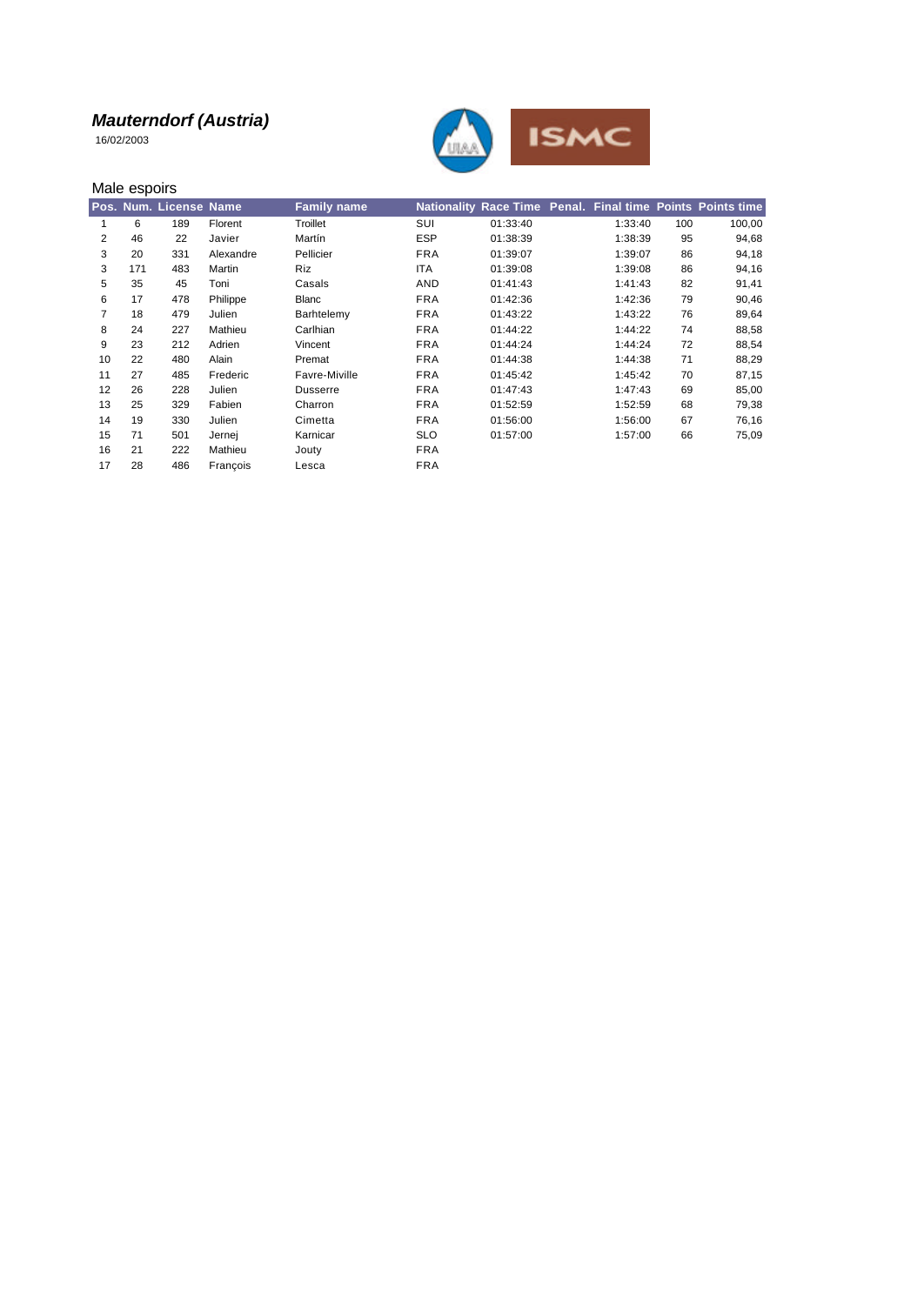## *Mauterndorf (Austria)*

16/02/2003

Male espoirs

| Pos. | Num. | License | Name | Family name | Nationality | Race Time | Penal. | Final time | Points | Points time |
|---|---|---|---|---|---|---|---|---|---|---|
| 1 | 6 | 189 | Florent | Troillet | SUI | 01:33:40 | | 1:33:40 | 100 | 100,00 |
| 2 | 46 | 22 | Javier | Martín | ESP | 01:38:39 | | 1:38:39 | 95 | 94,68 |
| 3 | 20 | 331 | Alexandre | Pellicier | FRA | 01:39:07 | | 1:39:07 | 86 | 94,18 |
| 3 | 171 | 483 | Martin | Riz | ITA | 01:39:08 | | 1:39:08 | 86 | 94,16 |
| 5 | 35 | 45 | Toni | Casals | AND | 01:41:43 | | 1:41:43 | 82 | 91,41 |
| 6 | 17 | 478 | Philippe | Blanc | FRA | 01:42:36 | | 1:42:36 | 79 | 90,46 |
| 7 | 18 | 479 | Julien | Barhtelemy | FRA | 01:43:22 | | 1:43:22 | 76 | 89,64 |
| 8 | 24 | 227 | Mathieu | Carlhian | FRA | 01:44:22 | | 1:44:22 | 74 | 88,58 |
| 9 | 23 | 212 | Adrien | Vincent | FRA | 01:44:24 | | 1:44:24 | 72 | 88,54 |
| 10 | 22 | 480 | Alain | Premat | FRA | 01:44:38 | | 1:44:38 | 71 | 88,29 |
| 11 | 27 | 485 | Frederic | Favre-Miville | FRA | 01:45:42 | | 1:45:42 | 70 | 87,15 |
| 12 | 26 | 228 | Julien | Dusserre | FRA | 01:47:43 | | 1:47:43 | 69 | 85,00 |
| 13 | 25 | 329 | Fabien | Charron | FRA | 01:52:59 | | 1:52:59 | 68 | 79,38 |
| 14 | 19 | 330 | Julien | Cimetta | FRA | 01:56:00 | | 1:56:00 | 67 | 76,16 |
| 15 | 71 | 501 | Jernej | Karnicar | SLO | 01:57:00 | | 1:57:00 | 66 | 75,09 |
| 16 | 21 | 222 | Mathieu | Jouty | FRA | | | | | |
| 17 | 28 | 486 | François | Lesca | FRA | | | | | |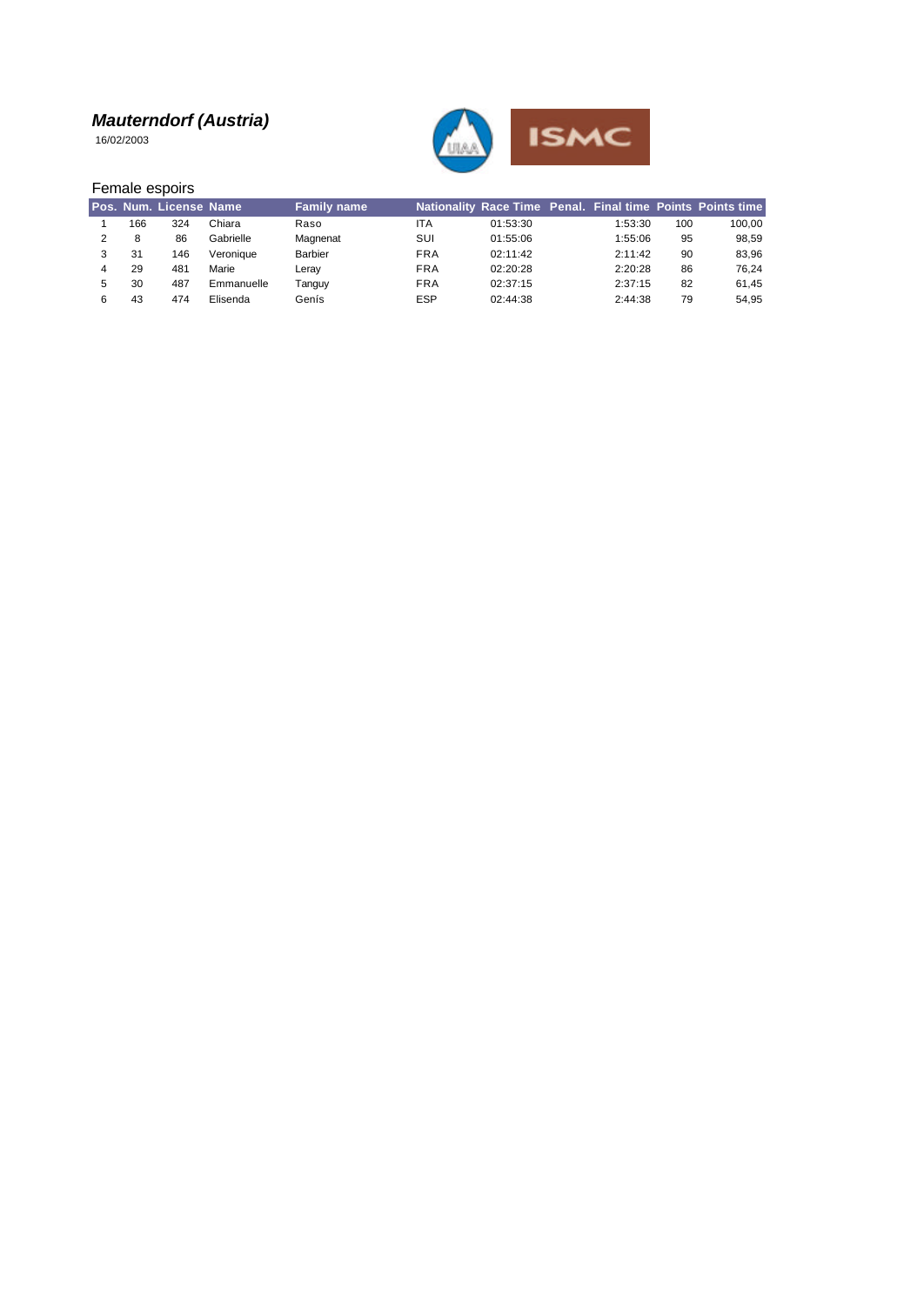***Mauterndorf (Austria)***

16/02/2003

UIAA ISMC

## Female espoirs

| Pos. | Num. | License | Name | Family name | Nationality | Race Time | Penal. | Final time | Points | Points time |
|---|---|---|---|---|---|---|---|---|---|---|
| 1 | 166 | 324 | Chiara | Raso | ITA | 01:53:30 | | 1:53:30 | 100 | 100,00 |
| 2 | 8 | 86 | Gabrielle | Magnenat | SUI | 01:55:06 | | 1:55:06 | 95 | 98,59 |
| 3 | 31 | 146 | Veronique | Barbier | FRA | 02:11:42 | | 2:11:42 | 90 | 83,96 |
| 4 | 29 | 481 | Marie | Leray | FRA | 02:20:28 | | 2:20:28 | 86 | 76,24 |
| 5 | 30 | 487 | Emmanuelle | Tanguy | FRA | 02:37:15 | | 2:37:15 | 82 | 61,45 |
| 6 | 43 | 474 | Elisenda | Genís | ESP | 02:44:38 | | 2:44:38 | 79 | 54,95 |